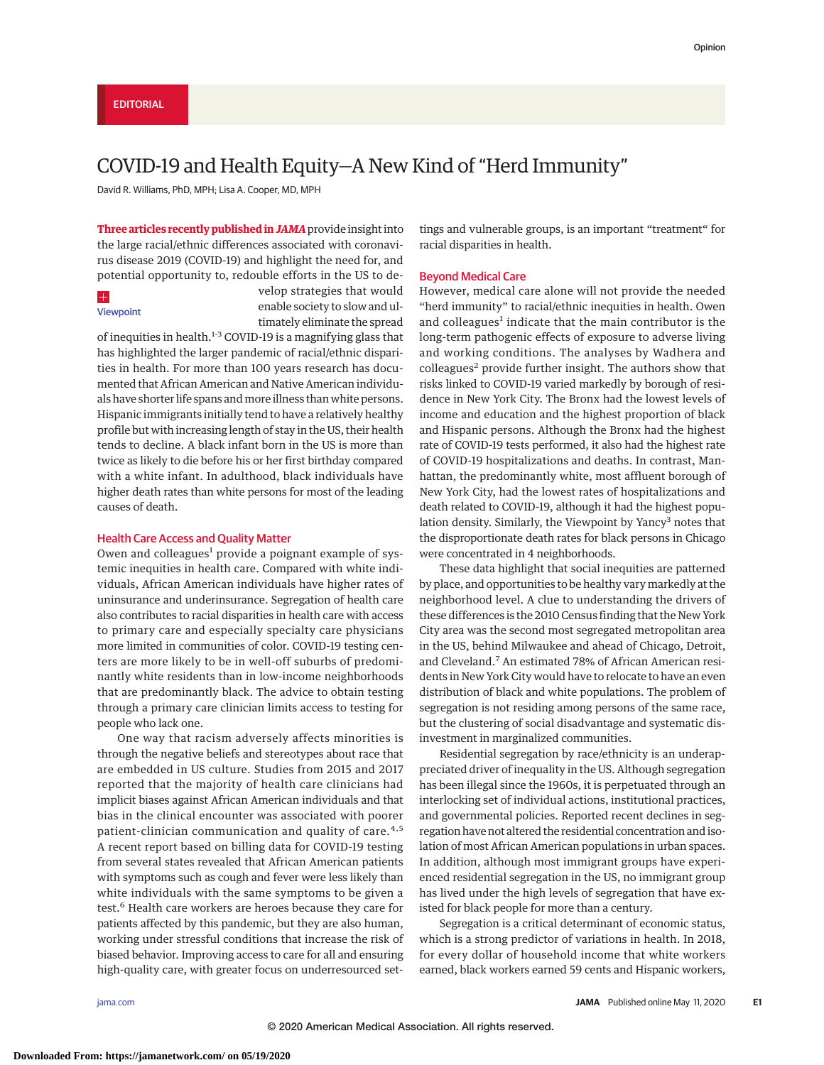EDITORIAL

# COVID-19 and Health Equity—A New Kind of "Herd Immunity"

David R. Williams, PhD, MPH; Lisa A. Cooper, MD, MPH

**Three articles recently published in *JAMA*** provide insight into the large racial/ethnic differences associated with coronavirus disease 2019 (COVID-19) and highlight the need for, and potential opportunity to, redouble efforts in the US to develop strategies that would enable society to slow and ultimately eliminate the spread of inequities in health.[1-3] COVID-19 is a magnifying glass that has highlighted the larger pandemic of racial/ethnic disparities in health. For more than 100 years research has documented that African American and Native American individuals have shorter life spans and more illness than white persons. Hispanic immigrants initially tend to have a relatively healthy profile but with increasing length of stay in the US, their health tends to decline. A black infant born in the US is more than twice as likely to die before his or her first birthday compared with a white infant. In adulthood, black individuals have higher death rates than white persons for most of the leading causes of death.

Viewpoint

## Health Care Access and Quality Matter

Owen and colleagues[1] provide a poignant example of systemic inequities in health care. Compared with white individuals, African American individuals have higher rates of uninsurance and underinsurance. Segregation of health care also contributes to racial disparities in health care with access to primary care and especially specialty care physicians more limited in communities of color. COVID-19 testing centers are more likely to be in well-off suburbs of predominantly white residents than in low-income neighborhoods that are predominantly black. The advice to obtain testing through a primary care clinician limits access to testing for people who lack one.

One way that racism adversely affects minorities is through the negative beliefs and stereotypes about race that are embedded in US culture. Studies from 2015 and 2017 reported that the majority of health care clinicians had implicit biases against African American individuals and that bias in the clinical encounter was associated with poorer patient-clinician communication and quality of care.[4,5] A recent report based on billing data for COVID-19 testing from several states revealed that African American patients with symptoms such as cough and fever were less likely than white individuals with the same symptoms to be given a test.[6] Health care workers are heroes because they care for patients affected by this pandemic, but they are also human, working under stressful conditions that increase the risk of biased behavior. Improving access to care for all and ensuring high-quality care, with greater focus on underresourced settings and vulnerable groups, is an important "treatment" for racial disparities in health.

## Beyond Medical Care

However, medical care alone will not provide the needed "herd immunity" to racial/ethnic inequities in health. Owen and colleagues[1] indicate that the main contributor is the long-term pathogenic effects of exposure to adverse living and working conditions. The analyses by Wadhera and colleagues[2] provide further insight. The authors show that risks linked to COVID-19 varied markedly by borough of residence in New York City. The Bronx had the lowest levels of income and education and the highest proportion of black and Hispanic persons. Although the Bronx had the highest rate of COVID-19 tests performed, it also had the highest rate of COVID-19 hospitalizations and deaths. In contrast, Manhattan, the predominantly white, most affluent borough of New York City, had the lowest rates of hospitalizations and death related to COVID-19, although it had the highest population density. Similarly, the Viewpoint by Yancy[3] notes that the disproportionate death rates for black persons in Chicago were concentrated in 4 neighborhoods.

These data highlight that social inequities are patterned by place, and opportunities to be healthy vary markedly at the neighborhood level. A clue to understanding the drivers of these differences is the 2010 Census finding that the New York City area was the second most segregated metropolitan area in the US, behind Milwaukee and ahead of Chicago, Detroit, and Cleveland.[7] An estimated 78% of African American residents in New York City would have to relocate to have an even distribution of black and white populations. The problem of segregation is not residing among persons of the same race, but the clustering of social disadvantage and systematic disinvestment in marginalized communities.

Residential segregation by race/ethnicity is an underappreciated driver of inequality in the US. Although segregation has been illegal since the 1960s, it is perpetuated through an interlocking set of individual actions, institutional practices, and governmental policies. Reported recent declines in segregation have not altered the residential concentration and isolation of most African American populations in urban spaces. In addition, although most immigrant groups have experienced residential segregation in the US, no immigrant group has lived under the high levels of segregation that have existed for black people for more than a century.

Segregation is a critical determinant of economic status, which is a strong predictor of variations in health. In 2018, for every dollar of household income that white workers earned, black workers earned 59 cents and Hispanic workers,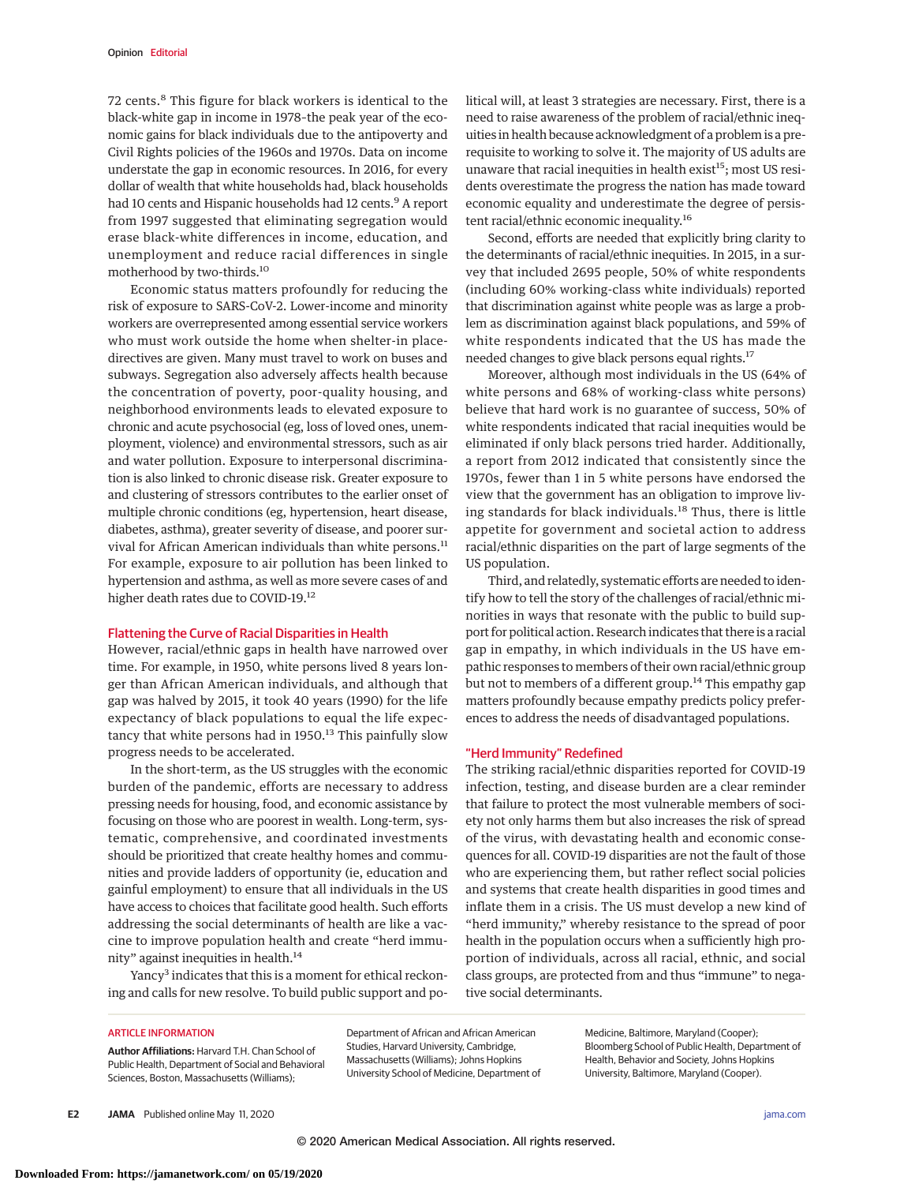72 cents.[8] This figure for black workers is identical to the black-white gap in income in 1978–the peak year of the economic gains for black individuals due to the antipoverty and Civil Rights policies of the 1960s and 1970s. Data on income understate the gap in economic resources. In 2016, for every dollar of wealth that white households had, black households had 10 cents and Hispanic households had 12 cents.[9] A report from 1997 suggested that eliminating segregation would erase black-white differences in income, education, and unemployment and reduce racial differences in single motherhood by two-thirds.[10]

Economic status matters profoundly for reducing the risk of exposure to SARS-CoV-2. Lower-income and minority workers are overrepresented among essential service workers who must work outside the home when shelter-in place-directives are given. Many must travel to work on buses and subways. Segregation also adversely affects health because the concentration of poverty, poor-quality housing, and neighborhood environments leads to elevated exposure to chronic and acute psychosocial (eg, loss of loved ones, unemployment, violence) and environmental stressors, such as air and water pollution. Exposure to interpersonal discrimination is also linked to chronic disease risk. Greater exposure to and clustering of stressors contributes to the earlier onset of multiple chronic conditions (eg, hypertension, heart disease, diabetes, asthma), greater severity of disease, and poorer survival for African American individuals than white persons.[11] For example, exposure to air pollution has been linked to hypertension and asthma, as well as more severe cases of and higher death rates due to COVID-19.[12]

## Flattening the Curve of Racial Disparities in Health

However, racial/ethnic gaps in health have narrowed over time. For example, in 1950, white persons lived 8 years longer than African American individuals, and although that gap was halved by 2015, it took 40 years (1990) for the life expectancy of black populations to equal the life expectancy that white persons had in 1950.[13] This painfully slow progress needs to be accelerated.

In the short-term, as the US struggles with the economic burden of the pandemic, efforts are necessary to address pressing needs for housing, food, and economic assistance by focusing on those who are poorest in wealth. Long-term, systematic, comprehensive, and coordinated investments should be prioritized that create healthy homes and communities and provide ladders of opportunity (ie, education and gainful employment) to ensure that all individuals in the US have access to choices that facilitate good health. Such efforts addressing the social determinants of health are like a vaccine to improve population health and create "herd immunity" against inequities in health.[14]

Yancy[3] indicates that this is a moment for ethical reckoning and calls for new resolve. To build public support and political will, at least 3 strategies are necessary. First, there is a need to raise awareness of the problem of racial/ethnic inequities in health because acknowledgment of a problem is a prerequisite to working to solve it. The majority of US adults are unaware that racial inequities in health exist[15]; most US residents overestimate the progress the nation has made toward economic equality and underestimate the degree of persistent racial/ethnic economic inequality.[16]

Second, efforts are needed that explicitly bring clarity to the determinants of racial/ethnic inequities. In 2015, in a survey that included 2695 people, 50% of white respondents (including 60% working-class white individuals) reported that discrimination against white people was as large a problem as discrimination against black populations, and 59% of white respondents indicated that the US has made the needed changes to give black persons equal rights.[17]

Moreover, although most individuals in the US (64% of white persons and 68% of working-class white persons) believe that hard work is no guarantee of success, 50% of white respondents indicated that racial inequities would be eliminated if only black persons tried harder. Additionally, a report from 2012 indicated that consistently since the 1970s, fewer than 1 in 5 white persons have endorsed the view that the government has an obligation to improve living standards for black individuals.[18] Thus, there is little appetite for government and societal action to address racial/ethnic disparities on the part of large segments of the US population.

Third, and relatedly, systematic efforts are needed to identify how to tell the story of the challenges of racial/ethnic minorities in ways that resonate with the public to build support for political action. Research indicates that there is a racial gap in empathy, in which individuals in the US have empathic responses to members of their own racial/ethnic group but not to members of a different group.[14] This empathy gap matters profoundly because empathy predicts policy preferences to address the needs of disadvantaged populations.

## "Herd Immunity" Redefined

The striking racial/ethnic disparities reported for COVID-19 infection, testing, and disease burden are a clear reminder that failure to protect the most vulnerable members of society not only harms them but also increases the risk of spread of the virus, with devastating health and economic consequences for all. COVID-19 disparities are not the fault of those who are experiencing them, but rather reflect social policies and systems that create health disparities in good times and inflate them in a crisis. The US must develop a new kind of "herd immunity," whereby resistance to the spread of poor health in the population occurs when a sufficiently high proportion of individuals, across all racial, ethnic, and social class groups, are protected from and thus "immune" to negative social determinants.

### ARTICLE INFORMATION

**Author Affiliations:** Harvard T.H. Chan School of Public Health, Department of Social and Behavioral Sciences, Boston, Massachusetts (Williams); Department of African and African American Studies, Harvard University, Cambridge, Massachusetts (Williams); Johns Hopkins University School of Medicine, Department of Medicine, Baltimore, Maryland (Cooper); Bloomberg School of Public Health, Department of Health, Behavior and Society, Johns Hopkins University, Baltimore, Maryland (Cooper).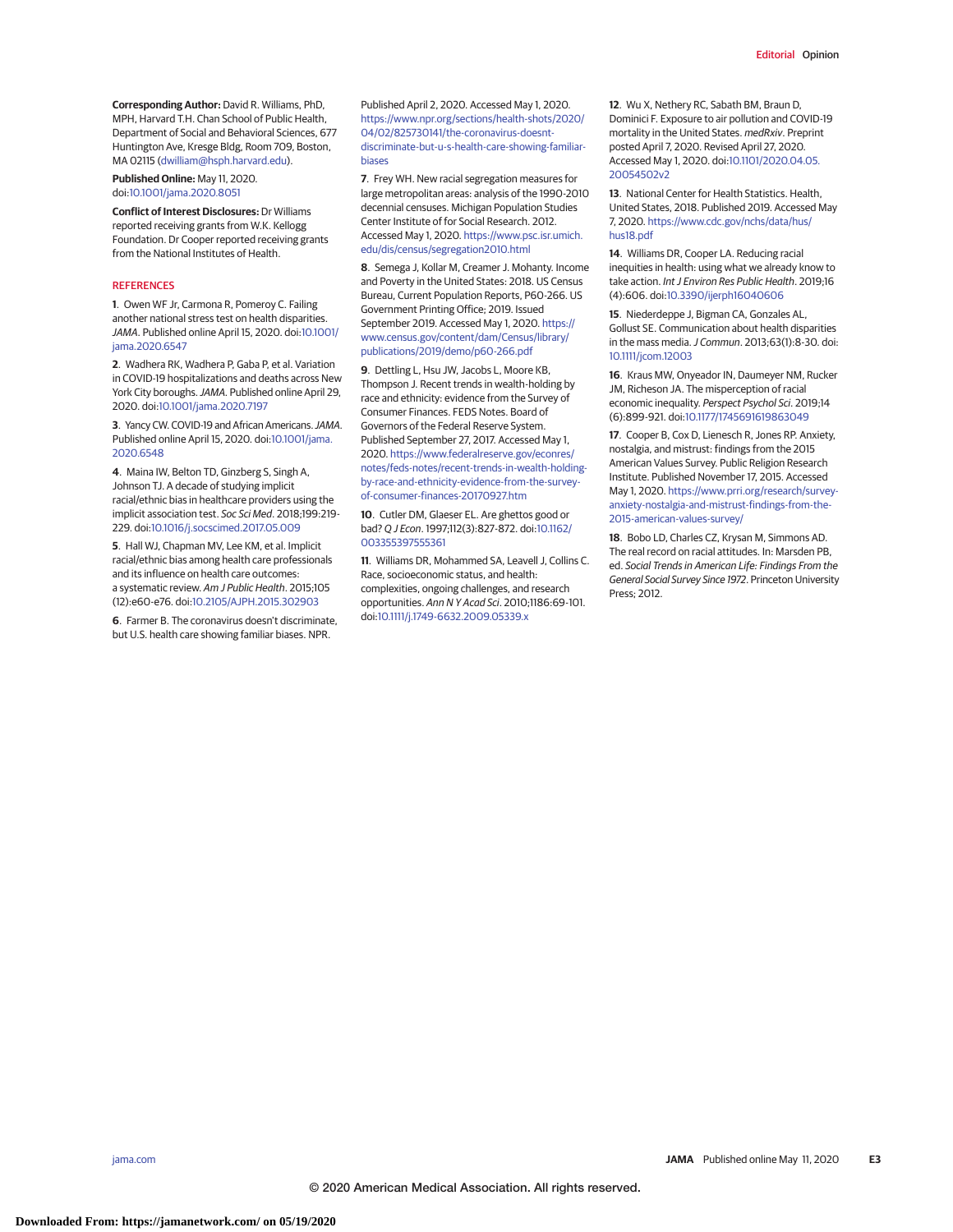**Corresponding Author:** David R. Williams, PhD, MPH, Harvard T.H. Chan School of Public Health, Department of Social and Behavioral Sciences, 677 Huntington Ave, Kresge Bldg, Room 709, Boston, MA 02115 (dwilliam@hsph.harvard.edu).

**Published Online:** May 11, 2020. doi:10.1001/jama.2020.8051

**Conflict of Interest Disclosures:** Dr Williams reported receiving grants from W.K. Kellogg Foundation. Dr Cooper reported receiving grants from the National Institutes of Health.

## REFERENCES

1. Owen WF Jr, Carmona R, Pomeroy C. Failing another national stress test on health disparities. *JAMA*. Published online April 15, 2020. doi:10.1001/jama.2020.6547

2. Wadhera RK, Wadhera P, Gaba P, et al. Variation in COVID-19 hospitalizations and deaths across New York City boroughs. *JAMA*. Published online April 29, 2020. doi:10.1001/jama.2020.7197

3. Yancy CW. COVID-19 and African Americans. *JAMA*. Published online April 15, 2020. doi:10.1001/jama.2020.6548

4. Maina IW, Belton TD, Ginzberg S, Singh A, Johnson TJ. A decade of studying implicit racial/ethnic bias in healthcare providers using the implicit association test. *Soc Sci Med*. 2018;199:219-229. doi:10.1016/j.socscimed.2017.05.009

5. Hall WJ, Chapman MV, Lee KM, et al. Implicit racial/ethnic bias among health care professionals and its influence on health care outcomes: a systematic review. *Am J Public Health*. 2015;105(12):e60-e76. doi:10.2105/AJPH.2015.302903

6. Farmer B. The coronavirus doesn't discriminate, but U.S. health care showing familiar biases. NPR. Published April 2, 2020. Accessed May 1, 2020. https://www.npr.org/sections/health-shots/2020/04/02/825730141/the-coronavirus-doesnt-discriminate-but-u-s-health-care-showing-familiar-biases

7. Frey WH. New racial segregation measures for large metropolitan areas: analysis of the 1990-2010 decennial censuses. Michigan Population Studies Center Institute of for Social Research. 2012. Accessed May 1, 2020. https://www.psc.isr.umich.edu/dis/census/segregation2010.html

8. Semega J, Kollar M, Creamer J. Mohanty. Income and Poverty in the United States: 2018. US Census Bureau, Current Population Reports, P60-266. US Government Printing Office; 2019. Issued September 2019. Accessed May 1, 2020. https://www.census.gov/content/dam/Census/library/publications/2019/demo/p60-266.pdf

9. Dettling L, Hsu JW, Jacobs L, Moore KB, Thompson J. Recent trends in wealth-holding by race and ethnicity: evidence from the Survey of Consumer Finances. FEDS Notes. Board of Governors of the Federal Reserve System. Published September 27, 2017. Accessed May 1, 2020. https://www.federalreserve.gov/econres/notes/feds-notes/recent-trends-in-wealth-holding-by-race-and-ethnicity-evidence-from-the-survey-of-consumer-finances-20170927.htm

10. Cutler DM, Glaeser EL. Are ghettos good or bad? *Q J Econ*. 1997;112(3):827-872. doi:10.1162/003355397555361

11. Williams DR, Mohammed SA, Leavell J, Collins C. Race, socioeconomic status, and health: complexities, ongoing challenges, and research opportunities. *Ann N Y Acad Sci*. 2010;1186:69-101. doi:10.1111/j.1749-6632.2009.05339.x

12. Wu X, Nethery RC, Sabath BM, Braun D, Dominici F. Exposure to air pollution and COVID-19 mortality in the United States. *medRxiv*. Preprint posted April 7, 2020. Revised April 27, 2020. Accessed May 1, 2020. doi:10.1101/2020.04.05.20054502v2

13. National Center for Health Statistics. Health, United States, 2018. Published 2019. Accessed May 7, 2020. https://www.cdc.gov/nchs/data/hus/hus18.pdf

14. Williams DR, Cooper LA. Reducing racial inequities in health: using what we already know to take action. *Int J Environ Res Public Health*. 2019;16(4):606. doi:10.3390/ijerph16040606

15. Niederdeppe J, Bigman CA, Gonzales AL, Gollust SE. Communication about health disparities in the mass media. *J Commun*. 2013;63(1):8-30. doi:10.1111/jcom.12003

16. Kraus MW, Onyeador IN, Daumeyer NM, Rucker JM, Richeson JA. The misperception of racial economic inequality. *Perspect Psychol Sci*. 2019;14(6):899-921. doi:10.1177/1745691619863049

17. Cooper B, Cox D, Lienesch R, Jones RP. Anxiety, nostalgia, and mistrust: findings from the 2015 American Values Survey. Public Religion Research Institute. Published November 17, 2015. Accessed May 1, 2020. https://www.prri.org/research/survey-anxiety-nostalgia-and-mistrust-findings-from-the-2015-american-values-survey/

18. Bobo LD, Charles CZ, Krysan M, Simmons AD. The real record on racial attitudes. In: Marsden PB, ed. *Social Trends in American Life: Findings From the General Social Survey Since 1972*. Princeton University Press; 2012.